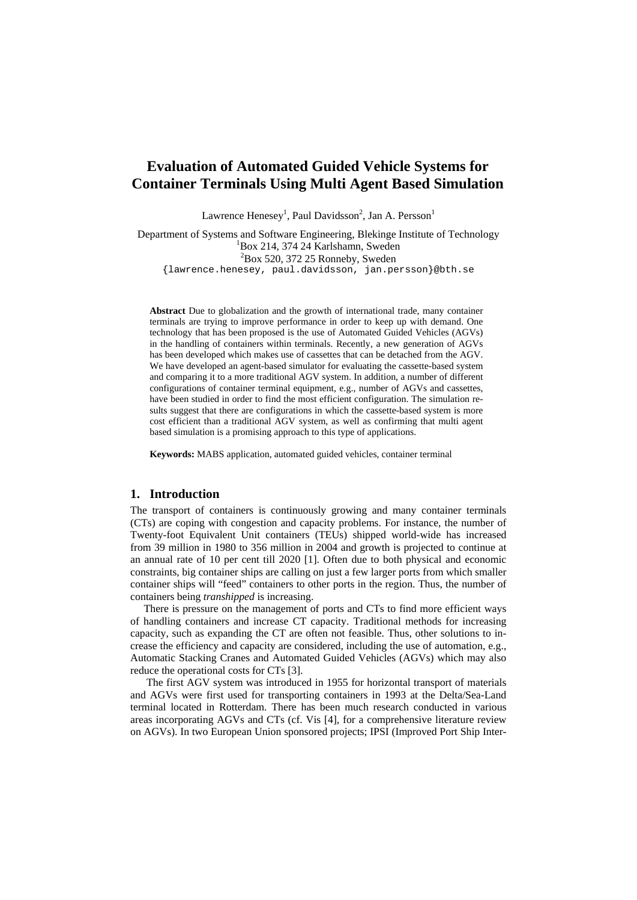# Evaluation of Automated Guided Vehicle Systems for Container Terminals Using Multi Agent Based Simulation

Lawrence Henesey[1], Paul Davidsson[2], Jan A. Persson[1]

Department of Systems and Software Engineering, Blekinge Institute of Technology
[1]Box 214, 374 24 Karlshamn, Sweden
[2]Box 520, 372 25 Ronneby, Sweden
{lawrence.henesey, paul.davidsson, jan.persson}@bth.se

**Abstract** Due to globalization and the growth of international trade, many container terminals are trying to improve performance in order to keep up with demand. One technology that has been proposed is the use of Automated Guided Vehicles (AGVs) in the handling of containers within terminals. Recently, a new generation of AGVs has been developed which makes use of cassettes that can be detached from the AGV. We have developed an agent-based simulator for evaluating the cassette-based system and comparing it to a more traditional AGV system. In addition, a number of different configurations of container terminal equipment, e.g., number of AGVs and cassettes, have been studied in order to find the most efficient configuration. The simulation results suggest that there are configurations in which the cassette-based system is more cost efficient than a traditional AGV system, as well as confirming that multi agent based simulation is a promising approach to this type of applications.

**Keywords:** MABS application, automated guided vehicles, container terminal

## 1. Introduction

The transport of containers is continuously growing and many container terminals (CTs) are coping with congestion and capacity problems. For instance, the number of Twenty-foot Equivalent Unit containers (TEUs) shipped world-wide has increased from 39 million in 1980 to 356 million in 2004 and growth is projected to continue at an annual rate of 10 per cent till 2020 [1]. Often due to both physical and economic constraints, big container ships are calling on just a few larger ports from which smaller container ships will "feed" containers to other ports in the region. Thus, the number of containers being *transhipped* is increasing.

There is pressure on the management of ports and CTs to find more efficient ways of handling containers and increase CT capacity. Traditional methods for increasing capacity, such as expanding the CT are often not feasible. Thus, other solutions to increase the efficiency and capacity are considered, including the use of automation, e.g., Automatic Stacking Cranes and Automated Guided Vehicles (AGVs) which may also reduce the operational costs for CTs [3].

The first AGV system was introduced in 1955 for horizontal transport of materials and AGVs were first used for transporting containers in 1993 at the Delta/Sea-Land terminal located in Rotterdam. There has been much research conducted in various areas incorporating AGVs and CTs (cf. Vis [4], for a comprehensive literature review on AGVs). In two European Union sponsored projects; IPSI (Improved Port Ship Inter-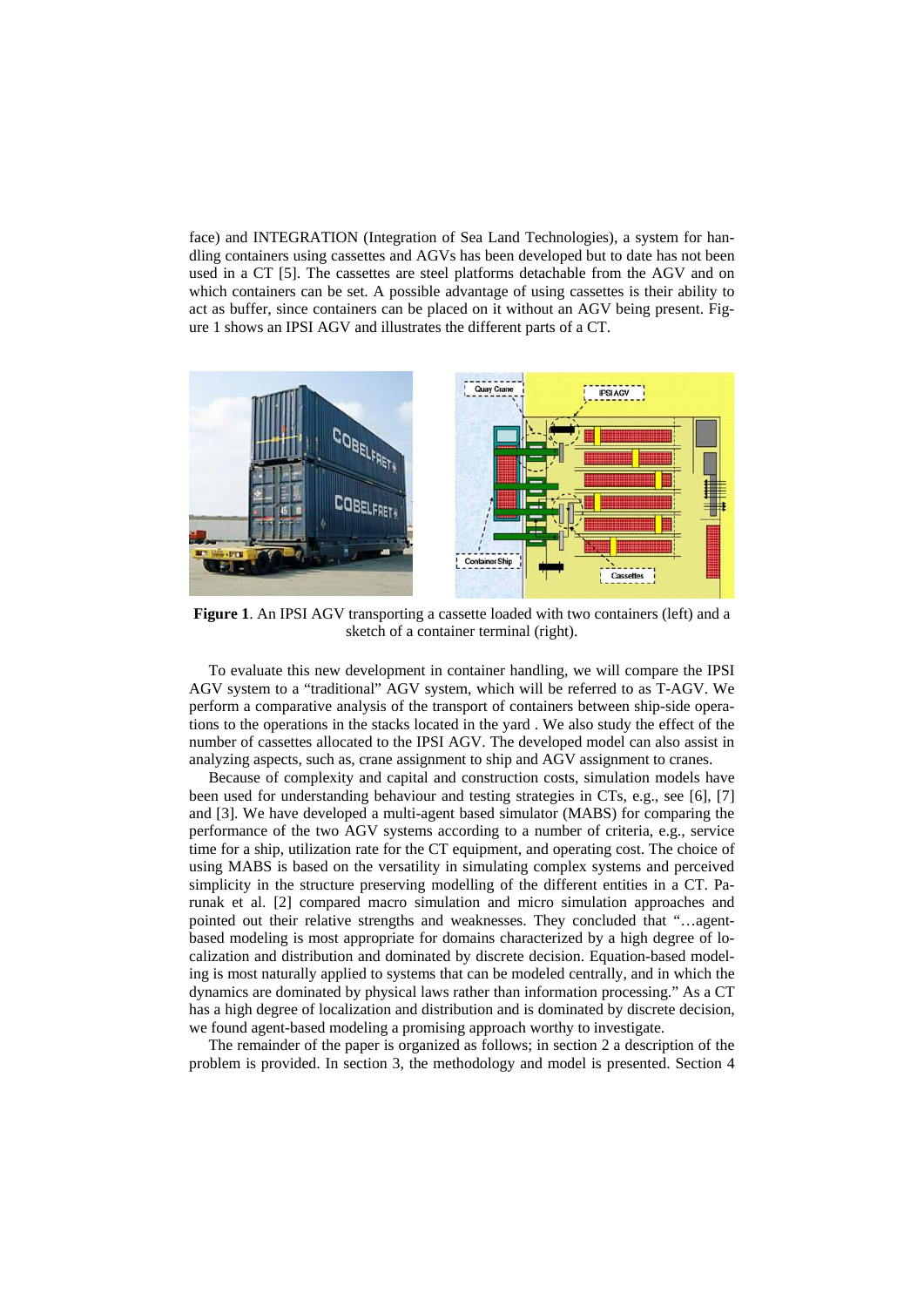face) and INTEGRATION (Integration of Sea Land Technologies), a system for handling containers using cassettes and AGVs has been developed but to date has not been used in a CT [5]. The cassettes are steel platforms detachable from the AGV and on which containers can be set. A possible advantage of using cassettes is their ability to act as buffer, since containers can be placed on it without an AGV being present. Figure 1 shows an IPSI AGV and illustrates the different parts of a CT.

Quay Crane

IPSI AGV

Container Ship

Cassettes

**Figure 1**. An IPSI AGV transporting a cassette loaded with two containers (left) and a sketch of a container terminal (right).

To evaluate this new development in container handling, we will compare the IPSI AGV system to a "traditional" AGV system, which will be referred to as T-AGV. We perform a comparative analysis of the transport of containers between ship-side operations to the operations in the stacks located in the yard . We also study the effect of the number of cassettes allocated to the IPSI AGV. The developed model can also assist in analyzing aspects, such as, crane assignment to ship and AGV assignment to cranes.

Because of complexity and capital and construction costs, simulation models have been used for understanding behaviour and testing strategies in CTs, e.g., see [6], [7] and [3]. We have developed a multi-agent based simulator (MABS) for comparing the performance of the two AGV systems according to a number of criteria, e.g., service time for a ship, utilization rate for the CT equipment, and operating cost. The choice of using MABS is based on the versatility in simulating complex systems and perceived simplicity in the structure preserving modelling of the different entities in a CT. Parunak et al. [2] compared macro simulation and micro simulation approaches and pointed out their relative strengths and weaknesses. They concluded that "…agent-based modeling is most appropriate for domains characterized by a high degree of localization and distribution and dominated by discrete decision. Equation-based modeling is most naturally applied to systems that can be modeled centrally, and in which the dynamics are dominated by physical laws rather than information processing." As a CT has a high degree of localization and distribution and is dominated by discrete decision, we found agent-based modeling a promising approach worthy to investigate.

The remainder of the paper is organized as follows; in section 2 a description of the problem is provided. In section 3, the methodology and model is presented. Section 4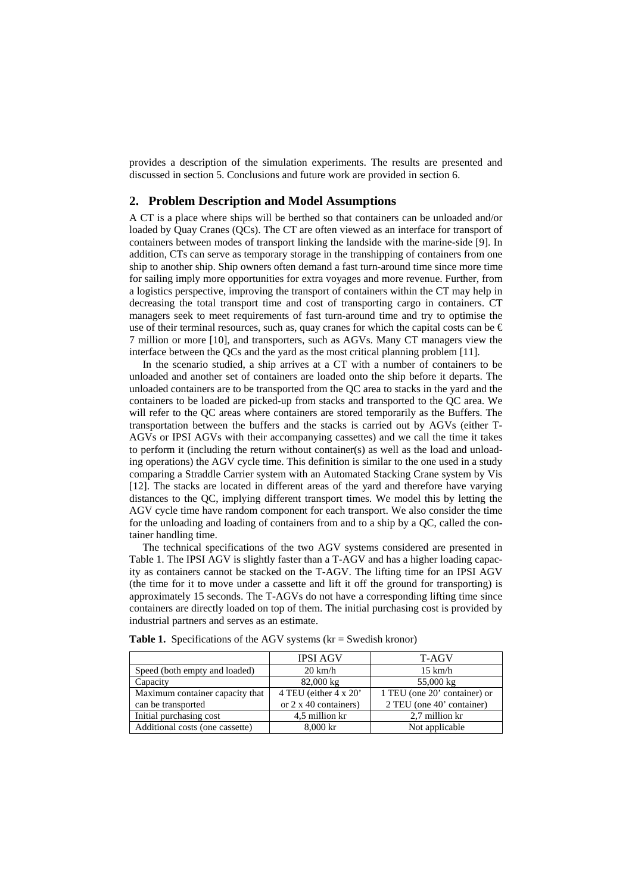provides a description of the simulation experiments. The results are presented and discussed in section 5. Conclusions and future work are provided in section 6.

## 2. Problem Description and Model Assumptions

A CT is a place where ships will be berthed so that containers can be unloaded and/or loaded by Quay Cranes (QCs). The CT are often viewed as an interface for transport of containers between modes of transport linking the landside with the marine-side [9]. In addition, CTs can serve as temporary storage in the transhipping of containers from one ship to another ship. Ship owners often demand a fast turn-around time since more time for sailing imply more opportunities for extra voyages and more revenue. Further, from a logistics perspective, improving the transport of containers within the CT may help in decreasing the total transport time and cost of transporting cargo in containers. CT managers seek to meet requirements of fast turn-around time and try to optimise the use of their terminal resources, such as, quay cranes for which the capital costs can be € 7 million or more [10], and transporters, such as AGVs. Many CT managers view the interface between the QCs and the yard as the most critical planning problem [11].

In the scenario studied, a ship arrives at a CT with a number of containers to be unloaded and another set of containers are loaded onto the ship before it departs. The unloaded containers are to be transported from the QC area to stacks in the yard and the containers to be loaded are picked-up from stacks and transported to the QC area. We will refer to the QC areas where containers are stored temporarily as the Buffers. The transportation between the buffers and the stacks is carried out by AGVs (either T-AGVs or IPSI AGVs with their accompanying cassettes) and we call the time it takes to perform it (including the return without container(s) as well as the load and unloading operations) the AGV cycle time. This definition is similar to the one used in a study comparing a Straddle Carrier system with an Automated Stacking Crane system by Vis [12]. The stacks are located in different areas of the yard and therefore have varying distances to the QC, implying different transport times. We model this by letting the AGV cycle time have random component for each transport. We also consider the time for the unloading and loading of containers from and to a ship by a QC, called the container handling time.

The technical specifications of the two AGV systems considered are presented in Table 1. The IPSI AGV is slightly faster than a T-AGV and has a higher loading capacity as containers cannot be stacked on the T-AGV. The lifting time for an IPSI AGV (the time for it to move under a cassette and lift it off the ground for transporting) is approximately 15 seconds. The T-AGVs do not have a corresponding lifting time since containers are directly loaded on top of them. The initial purchasing cost is provided by industrial partners and serves as an estimate.

**Table 1.** Specifications of the AGV systems (kr = Swedish kronor)

| | IPSI AGV | T-AGV |
|---|---|---|
| Speed (both empty and loaded) | 20 km/h | 15 km/h |
| Capacity | 82,000 kg | 55,000 kg |
| Maximum container capacity that can be transported | 4 TEU (either 4 x 20' or 2 x 40 containers) | 1 TEU (one 20' container) or 2 TEU (one 40' container) |
| Initial purchasing cost | 4,5 million kr | 2,7 million kr |
| Additional costs (one cassette) | 8,000 kr | Not applicable |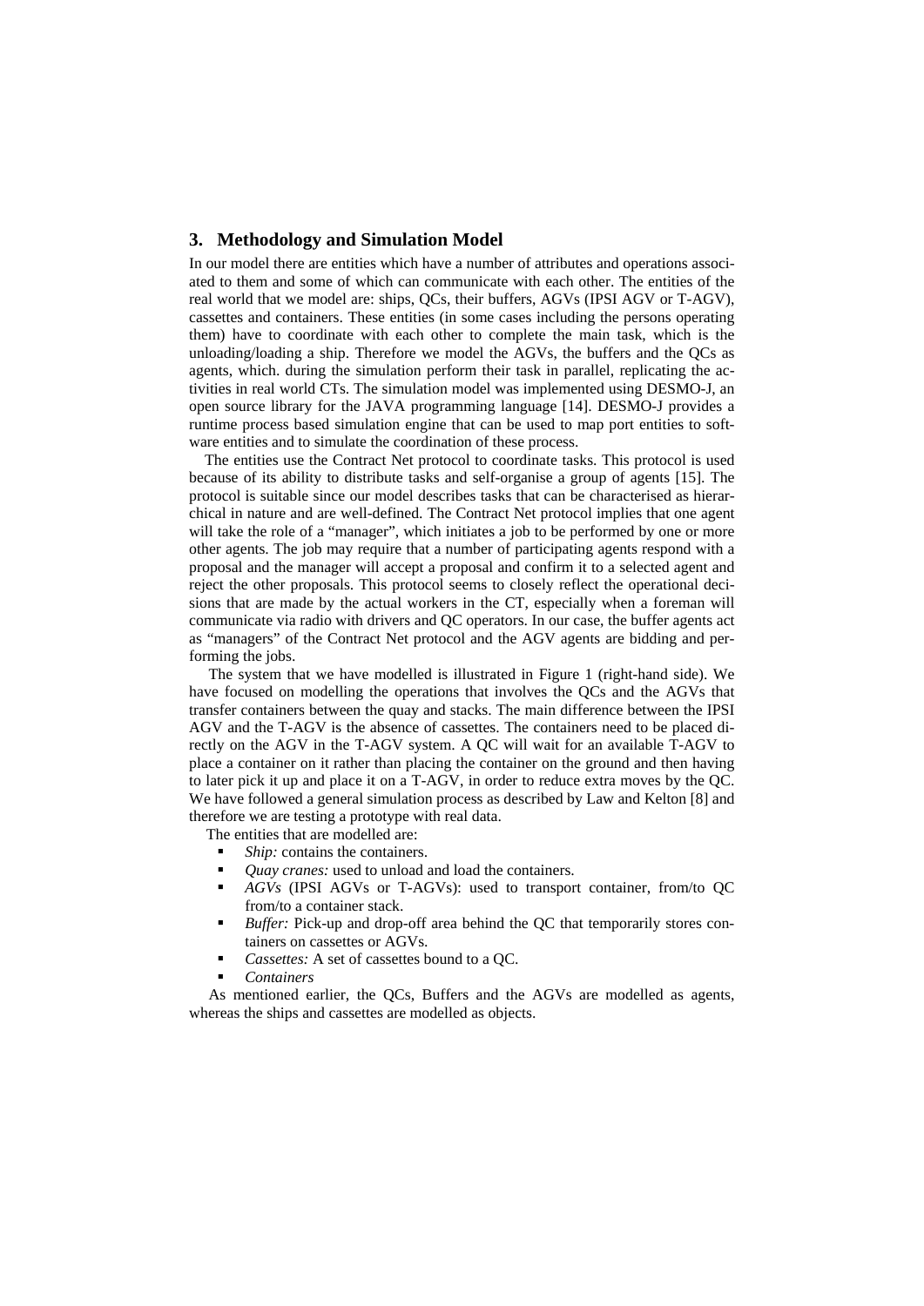## 3. Methodology and Simulation Model

In our model there are entities which have a number of attributes and operations associated to them and some of which can communicate with each other. The entities of the real world that we model are: ships, QCs, their buffers, AGVs (IPSI AGV or T-AGV), cassettes and containers. These entities (in some cases including the persons operating them) have to coordinate with each other to complete the main task, which is the unloading/loading a ship. Therefore we model the AGVs, the buffers and the QCs as agents, which. during the simulation perform their task in parallel, replicating the activities in real world CTs. The simulation model was implemented using DESMO-J, an open source library for the JAVA programming language [14]. DESMO-J provides a runtime process based simulation engine that can be used to map port entities to software entities and to simulate the coordination of these process.

The entities use the Contract Net protocol to coordinate tasks. This protocol is used because of its ability to distribute tasks and self-organise a group of agents [15]. The protocol is suitable since our model describes tasks that can be characterised as hierarchical in nature and are well-defined. The Contract Net protocol implies that one agent will take the role of a "manager", which initiates a job to be performed by one or more other agents. The job may require that a number of participating agents respond with a proposal and the manager will accept a proposal and confirm it to a selected agent and reject the other proposals. This protocol seems to closely reflect the operational decisions that are made by the actual workers in the CT, especially when a foreman will communicate via radio with drivers and QC operators. In our case, the buffer agents act as "managers" of the Contract Net protocol and the AGV agents are bidding and performing the jobs.

The system that we have modelled is illustrated in Figure 1 (right-hand side). We have focused on modelling the operations that involves the QCs and the AGVs that transfer containers between the quay and stacks. The main difference between the IPSI AGV and the T-AGV is the absence of cassettes. The containers need to be placed directly on the AGV in the T-AGV system. A QC will wait for an available T-AGV to place a container on it rather than placing the container on the ground and then having to later pick it up and place it on a T-AGV, in order to reduce extra moves by the QC. We have followed a general simulation process as described by Law and Kelton [8] and therefore we are testing a prototype with real data.

The entities that are modelled are:

- *Ship:* contains the containers.
- *Quay cranes:* used to unload and load the containers.
- *AGVs* (IPSI AGVs or T-AGVs): used to transport container, from/to QC from/to a container stack.
- *Buffer:* Pick-up and drop-off area behind the QC that temporarily stores containers on cassettes or AGVs.
- *Cassettes:* A set of cassettes bound to a QC.
- *Containers*

As mentioned earlier, the QCs, Buffers and the AGVs are modelled as agents, whereas the ships and cassettes are modelled as objects.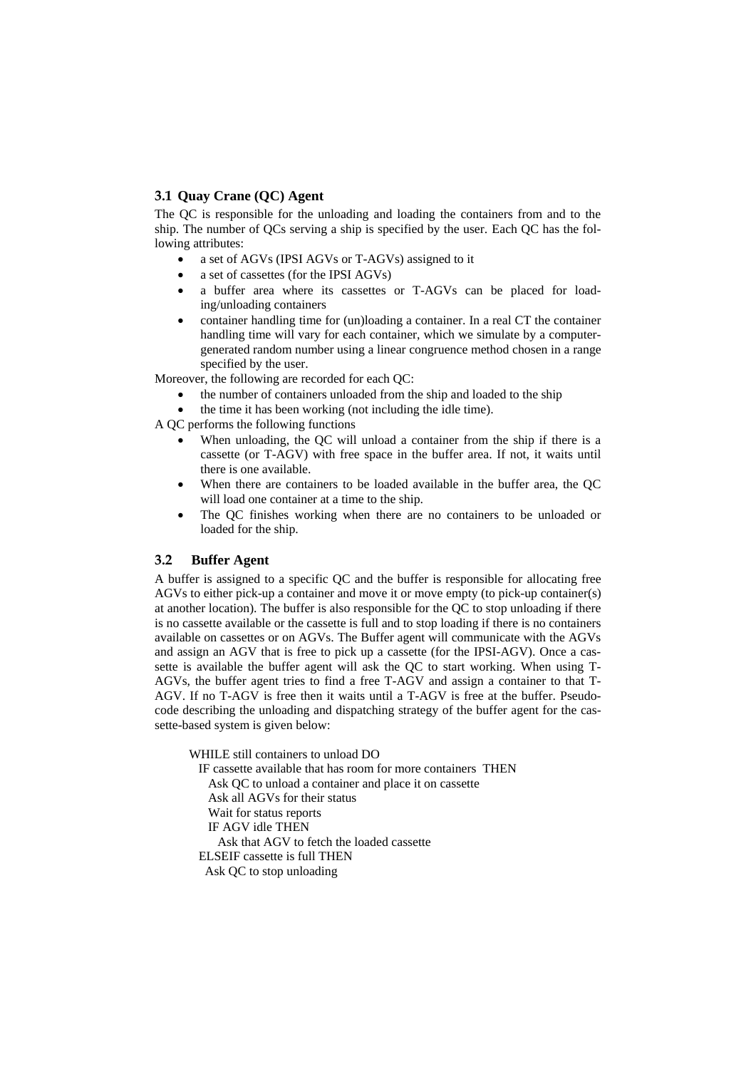### 3.1 Quay Crane (QC) Agent

The QC is responsible for the unloading and loading the containers from and to the ship. The number of QCs serving a ship is specified by the user. Each QC has the following attributes:

- a set of AGVs (IPSI AGVs or T-AGVs) assigned to it
- a set of cassettes (for the IPSI AGVs)
- a buffer area where its cassettes or T-AGVs can be placed for loading/unloading containers
- container handling time for (un)loading a container. In a real CT the container handling time will vary for each container, which we simulate by a computer-generated random number using a linear congruence method chosen in a range specified by the user.

Moreover, the following are recorded for each QC:

- the number of containers unloaded from the ship and loaded to the ship
- the time it has been working (not including the idle time).

A QC performs the following functions

- When unloading, the QC will unload a container from the ship if there is a cassette (or T-AGV) with free space in the buffer area. If not, it waits until there is one available.
- When there are containers to be loaded available in the buffer area, the QC will load one container at a time to the ship.
- The QC finishes working when there are no containers to be unloaded or loaded for the ship.

### 3.2 Buffer Agent

A buffer is assigned to a specific QC and the buffer is responsible for allocating free AGVs to either pick-up a container and move it or move empty (to pick-up container(s) at another location). The buffer is also responsible for the QC to stop unloading if there is no cassette available or the cassette is full and to stop loading if there is no containers available on cassettes or on AGVs. The Buffer agent will communicate with the AGVs and assign an AGV that is free to pick up a cassette (for the IPSI-AGV). Once a cassette is available the buffer agent will ask the QC to start working. When using T-AGVs, the buffer agent tries to find a free T-AGV and assign a container to that T-AGV. If no T-AGV is free then it waits until a T-AGV is free at the buffer. Pseudo-code describing the unloading and dispatching strategy of the buffer agent for the cassette-based system is given below:

```
WHILE still containers to unload DO
  IF cassette available that has room for more containers  THEN
    Ask QC to unload a container and place it on cassette
    Ask all AGVs for their status
    Wait for status reports
    IF AGV idle THEN
      Ask that AGV to fetch the loaded cassette
  ELSEIF cassette is full THEN
   Ask QC to stop unloading
```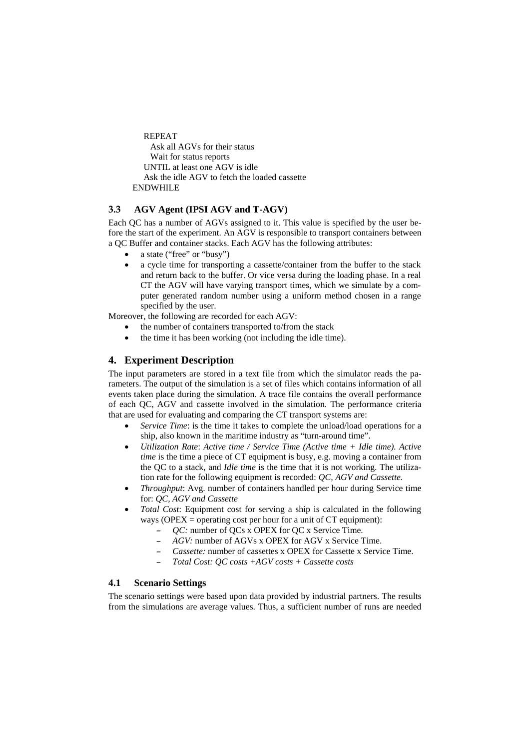```
    REPEAT
      Ask all AGVs for their status
      Wait for status reports
    UNTIL at least one AGV is idle
    Ask the idle AGV to fetch the loaded cassette
  ENDWHILE
```

### 3.3 AGV Agent (IPSI AGV and T-AGV)

Each QC has a number of AGVs assigned to it. This value is specified by the user before the start of the experiment. An AGV is responsible to transport containers between a QC Buffer and container stacks. Each AGV has the following attributes:

- a state ("free" or "busy")
- a cycle time for transporting a cassette/container from the buffer to the stack and return back to the buffer. Or vice versa during the loading phase. In a real CT the AGV will have varying transport times, which we simulate by a computer generated random number using a uniform method chosen in a range specified by the user.

Moreover, the following are recorded for each AGV:

- the number of containers transported to/from the stack
- the time it has been working (not including the idle time).

## 4. Experiment Description

The input parameters are stored in a text file from which the simulator reads the parameters. The output of the simulation is a set of files which contains information of all events taken place during the simulation. A trace file contains the overall performance of each QC, AGV and cassette involved in the simulation. The performance criteria that are used for evaluating and comparing the CT transport systems are:

- *Service Time*: is the time it takes to complete the unload/load operations for a ship, also known in the maritime industry as "turn-around time".
- *Utilization Rate*: *Active time / Service Time (Active time + Idle time). Active time* is the time a piece of CT equipment is busy, e.g. moving a container from the QC to a stack, and *Idle time* is the time that it is not working. The utilization rate for the following equipment is recorded: *QC, AGV and Cassette.*
- *Throughput*: Avg. number of containers handled per hour during Service time for: *QC, AGV and Cassette*
- *Total Cost*: Equipment cost for serving a ship is calculated in the following ways (OPEX = operating cost per hour for a unit of CT equipment):
  - *QC:* number of QCs x OPEX for QC x Service Time.
  - *AGV:* number of AGVs x OPEX for AGV x Service Time.
  - *Cassette:* number of cassettes x OPEX for Cassette x Service Time.
  - *Total Cost: QC costs +AGV costs + Cassette costs*

### 4.1 Scenario Settings

The scenario settings were based upon data provided by industrial partners. The results from the simulations are average values. Thus, a sufficient number of runs are needed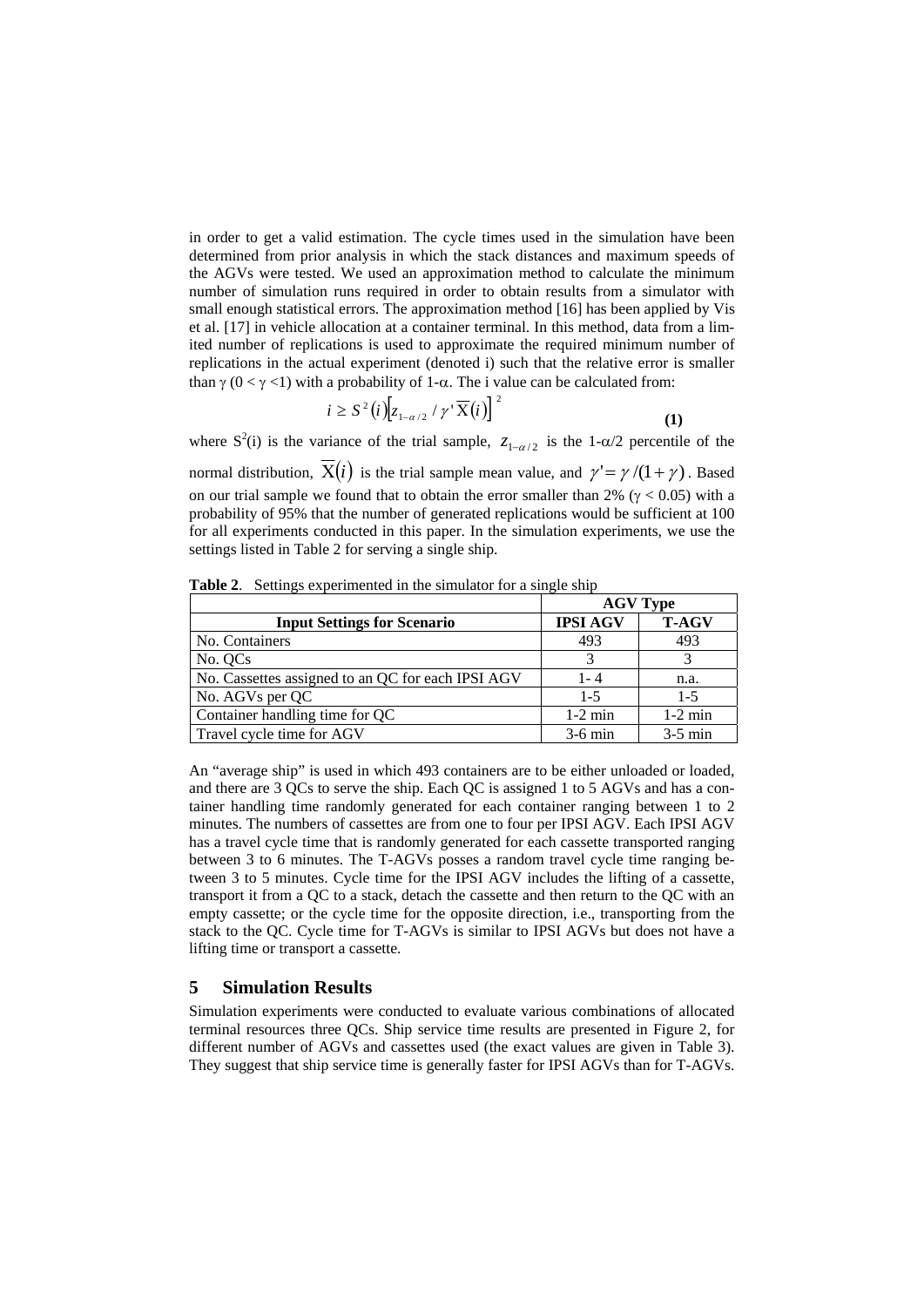in order to get a valid estimation. The cycle times used in the simulation have been determined from prior analysis in which the stack distances and maximum speeds of the AGVs were tested. We used an approximation method to calculate the minimum number of simulation runs required in order to obtain results from a simulator with small enough statistical errors. The approximation method [16] has been applied by Vis et al. [17] in vehicle allocation at a container terminal. In this method, data from a limited number of replications is used to approximate the required minimum number of replications in the actual experiment (denoted i) such that the relative error is smaller than $\gamma$ ($0 < \gamma < 1$) with a probability of $1\text{-}\alpha$. The i value can be calculated from:

$$i \geq S^2(i)\left[z_{1-\alpha/2} / \gamma' \overline{X}(i)\right]^2 \tag{1}$$

where $S^2(i)$ is the variance of the trial sample, $z_{1-\alpha/2}$ is the $1\text{-}\alpha/2$ percentile of the normal distribution, $\overline{X}(i)$ is the trial sample mean value, and $\gamma' = \gamma/(1+\gamma)$. Based on our trial sample we found that to obtain the error smaller than 2% ($\gamma < 0.05$) with a probability of 95% that the number of generated replications would be sufficient at 100 for all experiments conducted in this paper. In the simulation experiments, we use the settings listed in Table 2 for serving a single ship.

**Table 2**. Settings experimented in the simulator for a single ship

| | AGV Type | |
|---|---|---|
| **Input Settings for Scenario** | **IPSI AGV** | **T-AGV** |
| No. Containers | 493 | 493 |
| No. QCs | 3 | 3 |
| No. Cassettes assigned to an QC for each IPSI AGV | 1- 4 | n.a. |
| No. AGVs per QC | 1-5 | 1-5 |
| Container handling time for QC | 1-2 min | 1-2 min |
| Travel cycle time for AGV | 3-6 min | 3-5 min |

An "average ship" is used in which 493 containers are to be either unloaded or loaded, and there are 3 QCs to serve the ship. Each QC is assigned 1 to 5 AGVs and has a container handling time randomly generated for each container ranging between 1 to 2 minutes. The numbers of cassettes are from one to four per IPSI AGV. Each IPSI AGV has a travel cycle time that is randomly generated for each cassette transported ranging between 3 to 6 minutes. The T-AGVs posses a random travel cycle time ranging between 3 to 5 minutes. Cycle time for the IPSI AGV includes the lifting of a cassette, transport it from a QC to a stack, detach the cassette and then return to the QC with an empty cassette; or the cycle time for the opposite direction, i.e., transporting from the stack to the QC. Cycle time for T-AGVs is similar to IPSI AGVs but does not have a lifting time or transport a cassette.

## 5 Simulation Results

Simulation experiments were conducted to evaluate various combinations of allocated terminal resources three QCs. Ship service time results are presented in Figure 2, for different number of AGVs and cassettes used (the exact values are given in Table 3). They suggest that ship service time is generally faster for IPSI AGVs than for T-AGVs.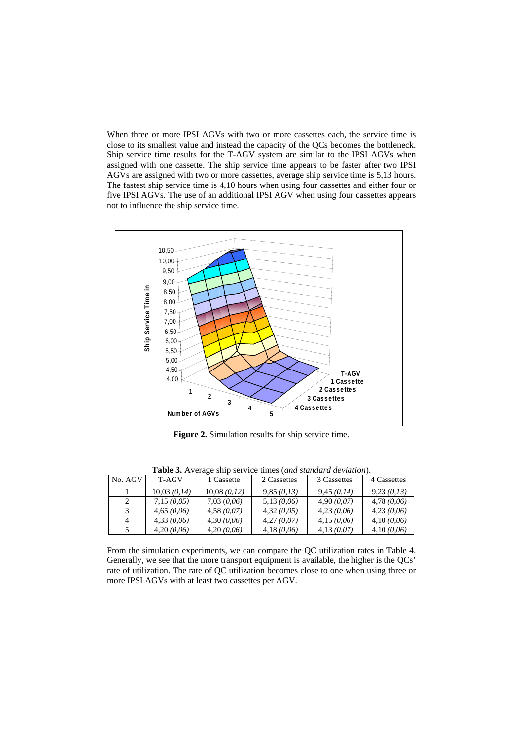When three or more IPSI AGVs with two or more cassettes each, the service time is close to its smallest value and instead the capacity of the QCs becomes the bottleneck. Ship service time results for the T-AGV system are similar to the IPSI AGVs when assigned with one cassette. The ship service time appears to be faster after two IPSI AGVs are assigned with two or more cassettes, average ship service time is 5,13 hours. The fastest ship service time is 4,10 hours when using four cassettes and either four or five IPSI AGVs. The use of an additional IPSI AGV when using four cassettes appears not to influence the ship service time.

Ship Service Time in

10,50
10,00
9,50
9,00
8,50
8,00
7,50
7,00
6,50
6,00
5,50
5,00
4,50
4,00

1
2
3
4
5

Number of AGVs

T-AGV
1 Cassette
2 Cassettes
3 Cassettes
4 Cassettes

**Figure 2.** Simulation results for ship service time.

**Table 3.** Average ship service times (*and standard deviation*).

| No. AGV | T-AGV | 1 Cassette | 2 Cassettes | 3 Cassettes | 4 Cassettes |
|---|---|---|---|---|---|
| 1 | 10,03 *(0,14)* | 10,08 *(0,12)* | 9,85 *(0,13)* | 9,45 *(0,14)* | 9,23 *(0,13)* |
| 2 | 7,15 *(0,05)* | 7,03 *(0,06)* | 5,13 *(0,06)* | 4,90 *(0,07)* | 4,78 *(0,06)* |
| 3 | 4,65 *(0,06)* | 4,58 *(0,07)* | 4,32 *(0,05)* | 4,23 *(0,06)* | 4,23 *(0,06)* |
| 4 | 4,33 *(0,06)* | 4,30 *(0,06)* | 4,27 *(0,07)* | 4,15 *(0,06)* | 4,10 *(0,06)* |
| 5 | 4,20 *(0,06)* | 4,20 *(0,06)* | 4,18 *(0,06)* | 4,13 *(0,07)* | 4,10 *(0,06)* |

From the simulation experiments, we can compare the QC utilization rates in Table 4. Generally, we see that the more transport equipment is available, the higher is the QCs' rate of utilization. The rate of QC utilization becomes close to one when using three or more IPSI AGVs with at least two cassettes per AGV.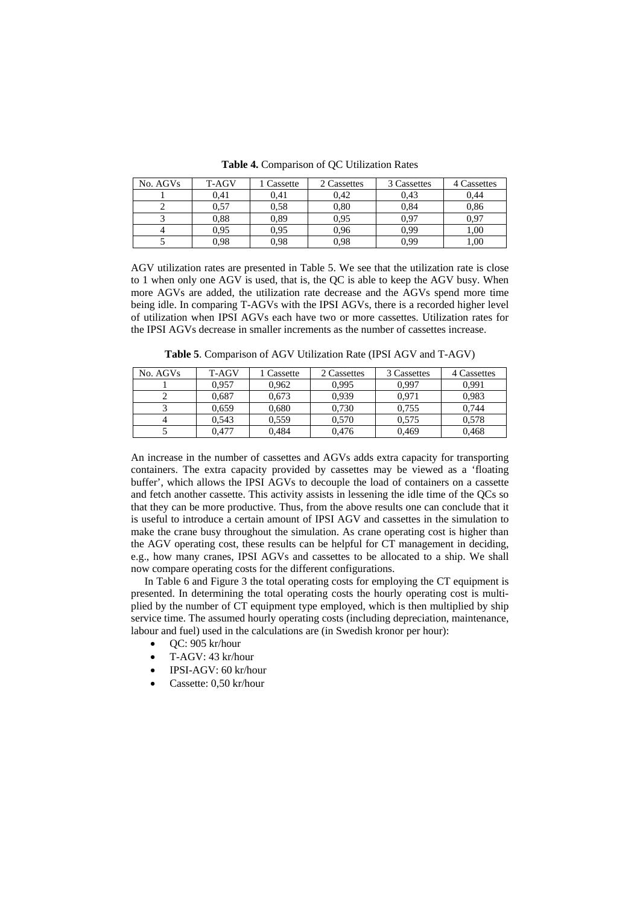**Table 4.** Comparison of QC Utilization Rates

| No. AGVs | T-AGV | 1 Cassette | 2 Cassettes | 3 Cassettes | 4 Cassettes |
|---|---|---|---|---|---|
| 1 | 0,41 | 0,41 | 0,42 | 0,43 | 0,44 |
| 2 | 0,57 | 0,58 | 0,80 | 0,84 | 0,86 |
| 3 | 0,88 | 0,89 | 0,95 | 0,97 | 0,97 |
| 4 | 0,95 | 0,95 | 0,96 | 0,99 | 1,00 |
| 5 | 0,98 | 0,98 | 0,98 | 0,99 | 1,00 |

AGV utilization rates are presented in Table 5. We see that the utilization rate is close to 1 when only one AGV is used, that is, the QC is able to keep the AGV busy. When more AGVs are added, the utilization rate decrease and the AGVs spend more time being idle. In comparing T-AGVs with the IPSI AGVs, there is a recorded higher level of utilization when IPSI AGVs each have two or more cassettes. Utilization rates for the IPSI AGVs decrease in smaller increments as the number of cassettes increase.

**Table 5**. Comparison of AGV Utilization Rate (IPSI AGV and T-AGV)

| No. AGVs | T-AGV | 1 Cassette | 2 Cassettes | 3 Cassettes | 4 Cassettes |
|---|---|---|---|---|---|
| 1 | 0,957 | 0,962 | 0,995 | 0,997 | 0,991 |
| 2 | 0,687 | 0,673 | 0,939 | 0,971 | 0,983 |
| 3 | 0,659 | 0,680 | 0,730 | 0,755 | 0,744 |
| 4 | 0,543 | 0,559 | 0,570 | 0,575 | 0,578 |
| 5 | 0,477 | 0,484 | 0,476 | 0,469 | 0,468 |

An increase in the number of cassettes and AGVs adds extra capacity for transporting containers. The extra capacity provided by cassettes may be viewed as a 'floating buffer', which allows the IPSI AGVs to decouple the load of containers on a cassette and fetch another cassette. This activity assists in lessening the idle time of the QCs so that they can be more productive. Thus, from the above results one can conclude that it is useful to introduce a certain amount of IPSI AGV and cassettes in the simulation to make the crane busy throughout the simulation. As crane operating cost is higher than the AGV operating cost, these results can be helpful for CT management in deciding, e.g., how many cranes, IPSI AGVs and cassettes to be allocated to a ship. We shall now compare operating costs for the different configurations.

In Table 6 and Figure 3 the total operating costs for employing the CT equipment is presented. In determining the total operating costs the hourly operating cost is multiplied by the number of CT equipment type employed, which is then multiplied by ship service time. The assumed hourly operating costs (including depreciation, maintenance, labour and fuel) used in the calculations are (in Swedish kronor per hour):

- QC: 905 kr/hour
- T-AGV: 43 kr/hour
- IPSI-AGV: 60 kr/hour
- Cassette: 0,50 kr/hour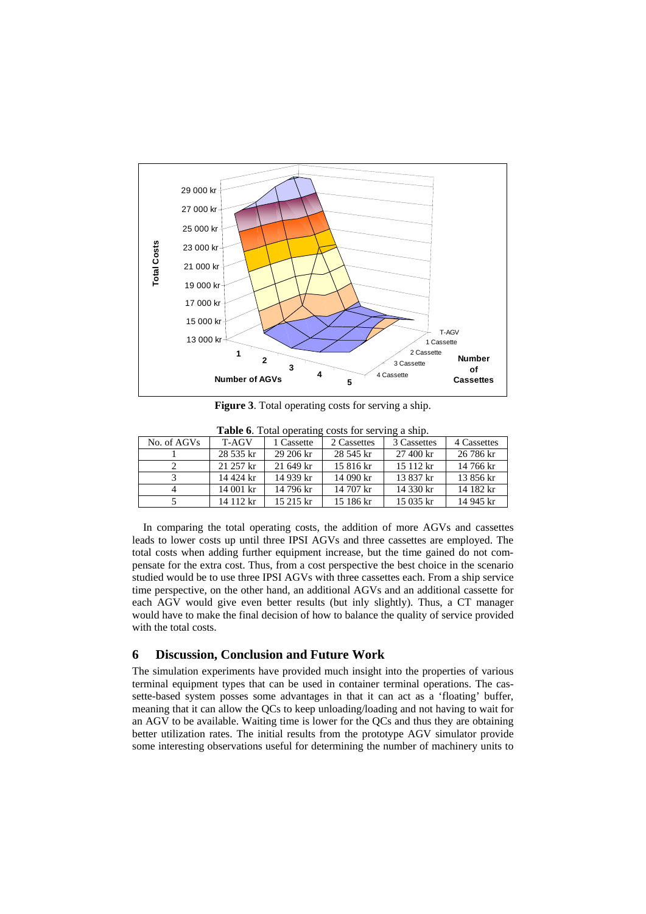29 000 kr
27 000 kr
25 000 kr
23 000 kr
21 000 kr
19 000 kr
17 000 kr
15 000 kr
13 000 kr

Total Costs

1
2
3
4
5

Number of AGVs

T-AGV
1 Cassette
2 Cassette
3 Cassette
4 Cassette

Number of Cassettes

**Figure 3**. Total operating costs for serving a ship.

**Table 6**. Total operating costs for serving a ship.

| No. of AGVs | T-AGV | 1 Cassette | 2 Cassettes | 3 Cassettes | 4 Cassettes |
|---|---|---|---|---|---|
| 1 | 28 535 kr | 29 206 kr | 28 545 kr | 27 400 kr | 26 786 kr |
| 2 | 21 257 kr | 21 649 kr | 15 816 kr | 15 112 kr | 14 766 kr |
| 3 | 14 424 kr | 14 939 kr | 14 090 kr | 13 837 kr | 13 856 kr |
| 4 | 14 001 kr | 14 796 kr | 14 707 kr | 14 330 kr | 14 182 kr |
| 5 | 14 112 kr | 15 215 kr | 15 186 kr | 15 035 kr | 14 945 kr |

In comparing the total operating costs, the addition of more AGVs and cassettes leads to lower costs up until three IPSI AGVs and three cassettes are employed. The total costs when adding further equipment increase, but the time gained do not compensate for the extra cost. Thus, from a cost perspective the best choice in the scenario studied would be to use three IPSI AGVs with three cassettes each. From a ship service time perspective, on the other hand, an additional AGVs and an additional cassette for each AGV would give even better results (but inly slightly). Thus, a CT manager would have to make the final decision of how to balance the quality of service provided with the total costs.

## 6 Discussion, Conclusion and Future Work

The simulation experiments have provided much insight into the properties of various terminal equipment types that can be used in container terminal operations. The cassette-based system posses some advantages in that it can act as a 'floating' buffer, meaning that it can allow the QCs to keep unloading/loading and not having to wait for an AGV to be available. Waiting time is lower for the QCs and thus they are obtaining better utilization rates. The initial results from the prototype AGV simulator provide some interesting observations useful for determining the number of machinery units to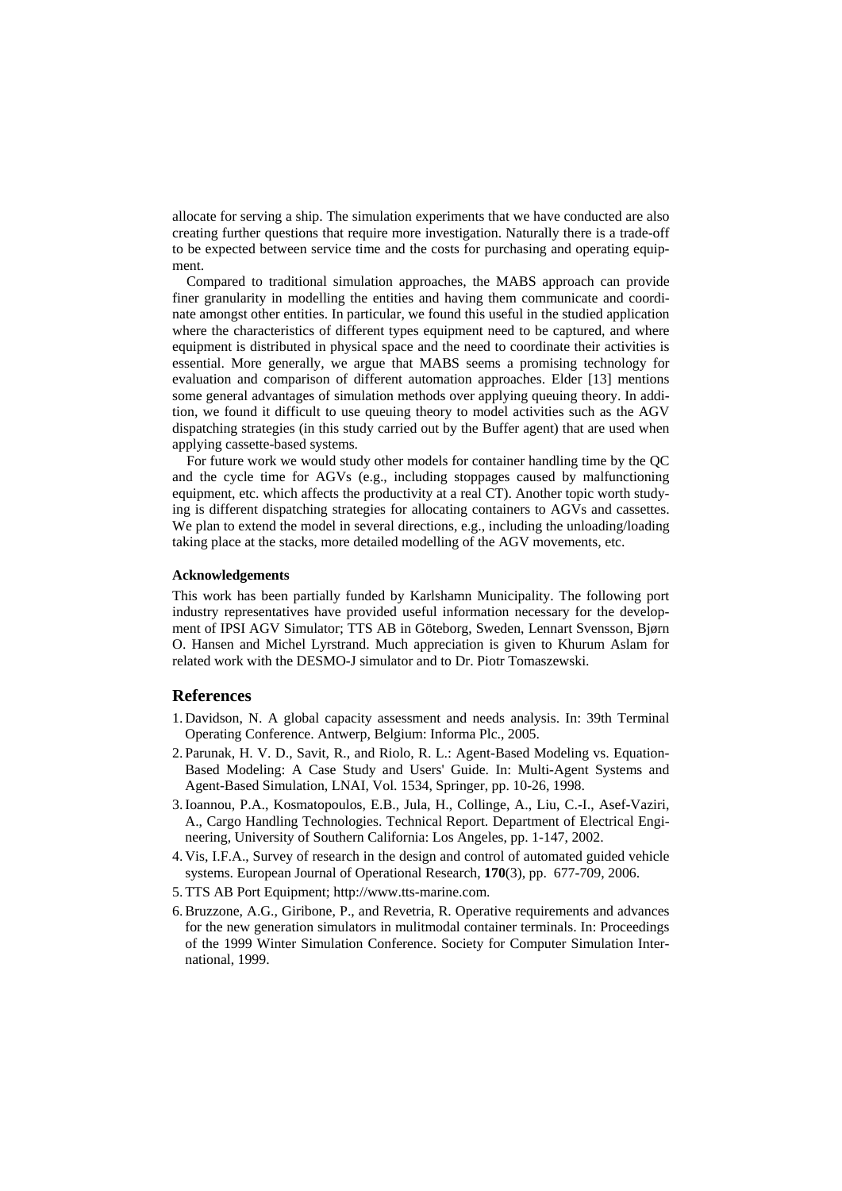allocate for serving a ship. The simulation experiments that we have conducted are also creating further questions that require more investigation. Naturally there is a trade-off to be expected between service time and the costs for purchasing and operating equipment.

Compared to traditional simulation approaches, the MABS approach can provide finer granularity in modelling the entities and having them communicate and coordinate amongst other entities. In particular, we found this useful in the studied application where the characteristics of different types equipment need to be captured, and where equipment is distributed in physical space and the need to coordinate their activities is essential. More generally, we argue that MABS seems a promising technology for evaluation and comparison of different automation approaches. Elder [13] mentions some general advantages of simulation methods over applying queuing theory. In addition, we found it difficult to use queuing theory to model activities such as the AGV dispatching strategies (in this study carried out by the Buffer agent) that are used when applying cassette-based systems.

For future work we would study other models for container handling time by the QC and the cycle time for AGVs (e.g., including stoppages caused by malfunctioning equipment, etc. which affects the productivity at a real CT). Another topic worth studying is different dispatching strategies for allocating containers to AGVs and cassettes. We plan to extend the model in several directions, e.g., including the unloading/loading taking place at the stacks, more detailed modelling of the AGV movements, etc.

**Acknowledgements**

This work has been partially funded by Karlshamn Municipality. The following port industry representatives have provided useful information necessary for the development of IPSI AGV Simulator; TTS AB in Göteborg, Sweden, Lennart Svensson, Bjørn O. Hansen and Michel Lyrstrand. Much appreciation is given to Khurum Aslam for related work with the DESMO-J simulator and to Dr. Piotr Tomaszewski.

## References

1. Davidson, N. A global capacity assessment and needs analysis. In: 39th Terminal Operating Conference. Antwerp, Belgium: Informa Plc., 2005.
2. Parunak, H. V. D., Savit, R., and Riolo, R. L.: Agent-Based Modeling vs. Equation-Based Modeling: A Case Study and Users' Guide. In: Multi-Agent Systems and Agent-Based Simulation, LNAI, Vol. 1534, Springer, pp. 10-26, 1998.
3. Ioannou, P.A., Kosmatopoulos, E.B., Jula, H., Collinge, A., Liu, C.-I., Asef-Vaziri, A., Cargo Handling Technologies. Technical Report. Department of Electrical Engineering, University of Southern California: Los Angeles, pp. 1-147, 2002.
4. Vis, I.F.A., Survey of research in the design and control of automated guided vehicle systems. European Journal of Operational Research, **170**(3), pp. 677-709, 2006.
5. TTS AB Port Equipment; http://www.tts-marine.com.
6. Bruzzone, A.G., Giribone, P., and Revetria, R. Operative requirements and advances for the new generation simulators in mulitmodal container terminals. In: Proceedings of the 1999 Winter Simulation Conference. Society for Computer Simulation International, 1999.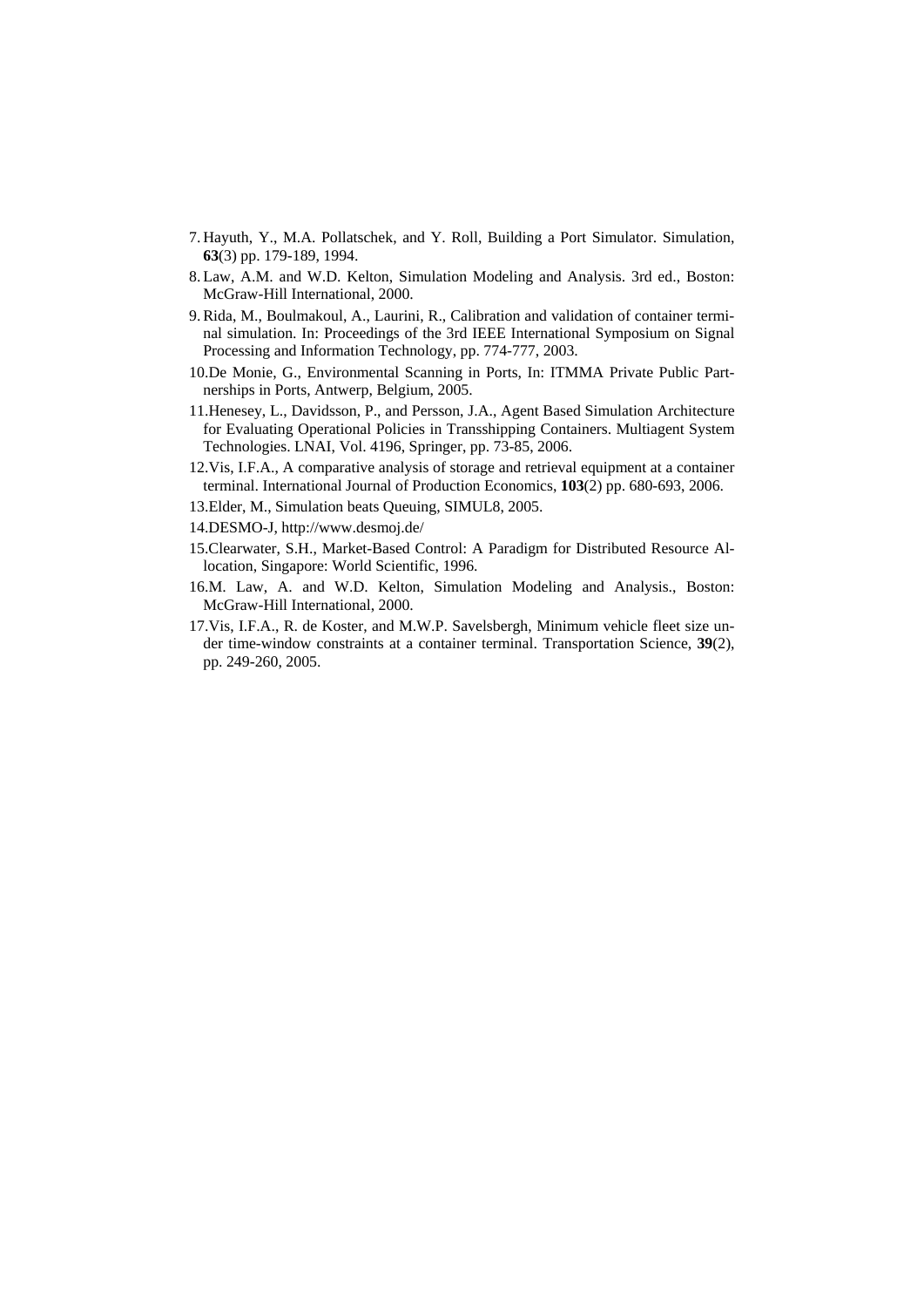7. Hayuth, Y., M.A. Pollatschek, and Y. Roll, Building a Port Simulator. Simulation, **63**(3) pp. 179-189, 1994.
8. Law, A.M. and W.D. Kelton, Simulation Modeling and Analysis. 3rd ed., Boston: McGraw-Hill International, 2000.
9. Rida, M., Boulmakoul, A., Laurini, R., Calibration and validation of container terminal simulation. In: Proceedings of the 3rd IEEE International Symposium on Signal Processing and Information Technology, pp. 774-777, 2003.
10. De Monie, G., Environmental Scanning in Ports, In: ITMMA Private Public Partnerships in Ports, Antwerp, Belgium, 2005.
11. Henesey, L., Davidsson, P., and Persson, J.A., Agent Based Simulation Architecture for Evaluating Operational Policies in Transshipping Containers. Multiagent System Technologies. LNAI, Vol. 4196, Springer, pp. 73-85, 2006.
12. Vis, I.F.A., A comparative analysis of storage and retrieval equipment at a container terminal. International Journal of Production Economics, **103**(2) pp. 680-693, 2006.
13. Elder, M., Simulation beats Queuing, SIMUL8, 2005.
14. DESMO-J, http://www.desmoj.de/
15. Clearwater, S.H., Market-Based Control: A Paradigm for Distributed Resource Allocation, Singapore: World Scientific, 1996.
16. M. Law, A. and W.D. Kelton, Simulation Modeling and Analysis., Boston: McGraw-Hill International, 2000.
17. Vis, I.F.A., R. de Koster, and M.W.P. Savelsbergh, Minimum vehicle fleet size under time-window constraints at a container terminal. Transportation Science, **39**(2), pp. 249-260, 2005.